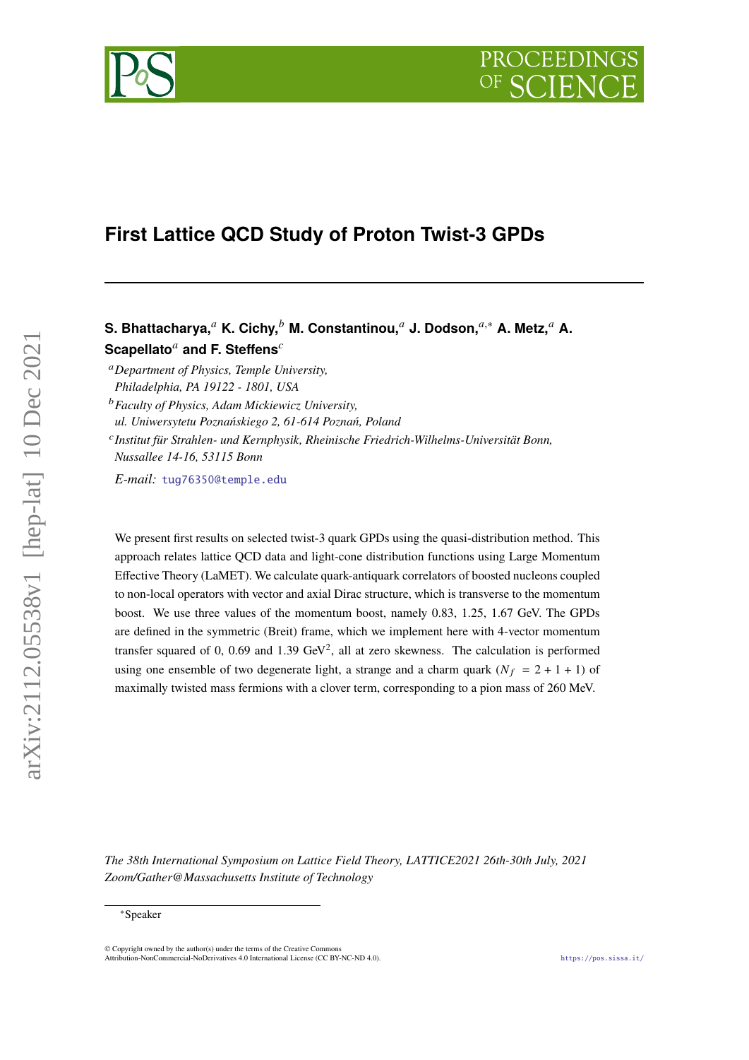# First Lattice QCD Study of Proton Twist-3 GPDs

**S. Bhattacharya,**[a] **K. Cichy,**[b] **M. Constantinou,**[a] **J. Dodson,**[a,*] **A. Metz,**[a] **A. Scapellato**[a] **and F. Steffens**[c]

[a] *Department of Physics, Temple University, Philadelphia, PA 19122 - 1801, USA*

[b] *Faculty of Physics, Adam Mickiewicz University, ul. Uniwersytetu Poznańskiego 2, 61-614 Poznań, Poland*

[c] *Institut für Strahlen- und Kernphysik, Rheinische Friedrich-Wilhelms-Universität Bonn, Nussallee 14-16, 53115 Bonn*

*E-mail:* tug76350@temple.edu

We present first results on selected twist-3 quark GPDs using the quasi-distribution method. This approach relates lattice QCD data and light-cone distribution functions using Large Momentum Effective Theory (LaMET). We calculate quark-antiquark correlators of boosted nucleons coupled to non-local operators with vector and axial Dirac structure, which is transverse to the momentum boost. We use three values of the momentum boost, namely 0.83, 1.25, 1.67 GeV. The GPDs are defined in the symmetric (Breit) frame, which we implement here with 4-vector momentum transfer squared of 0, 0.69 and 1.39 GeV$^2$, all at zero skewness. The calculation is performed using one ensemble of two degenerate light, a strange and a charm quark ($N_f = 2 + 1 + 1$) of maximally twisted mass fermions with a clover term, corresponding to a pion mass of 260 MeV.

*The 38th International Symposium on Lattice Field Theory, LATTICE2021 26th-30th July, 2021 Zoom/Gather@Massachusetts Institute of Technology*

*Speaker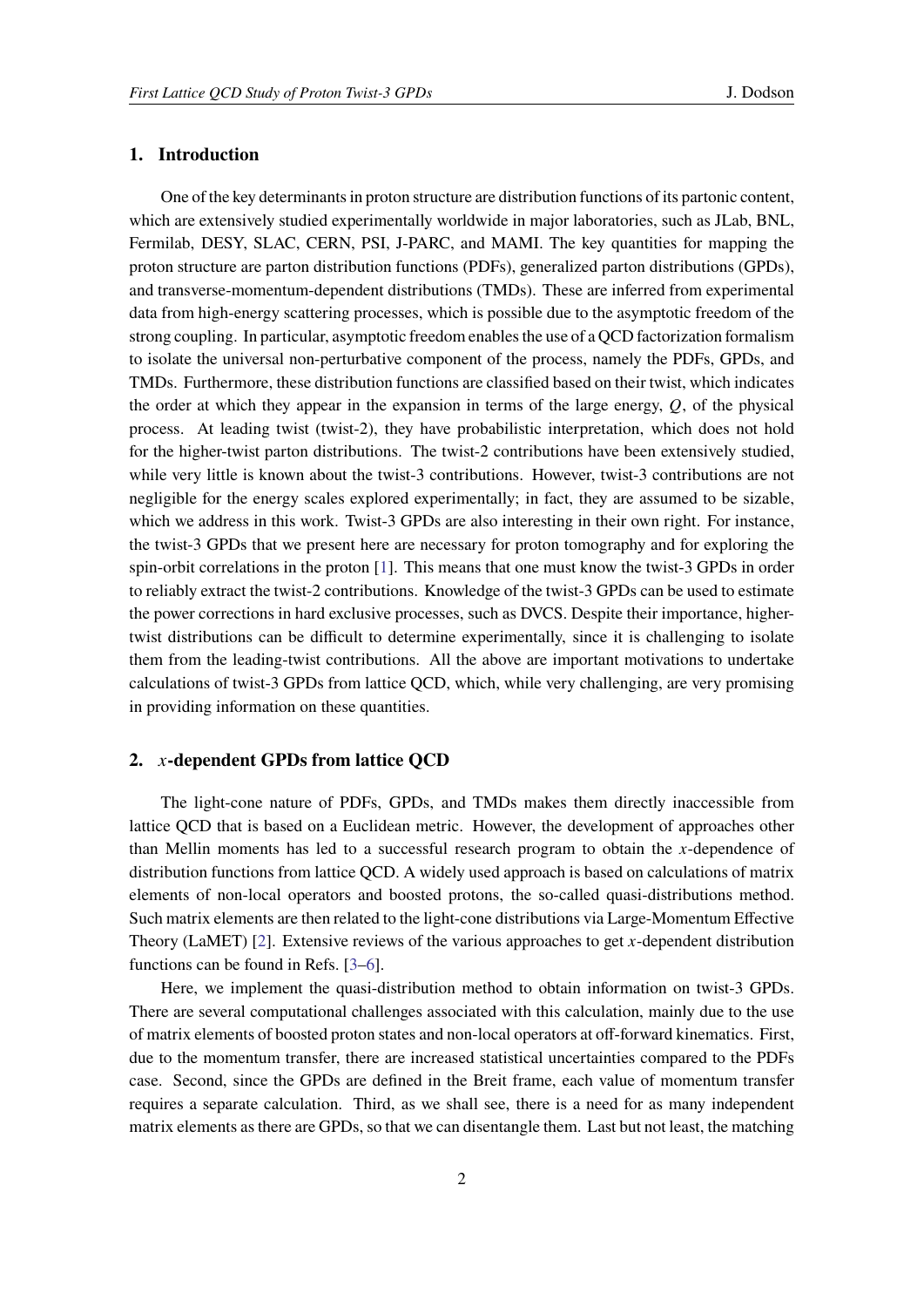## 1. Introduction

One of the key determinants in proton structure are distribution functions of its partonic content, which are extensively studied experimentally worldwide in major laboratories, such as JLab, BNL, Fermilab, DESY, SLAC, CERN, PSI, J-PARC, and MAMI. The key quantities for mapping the proton structure are parton distribution functions (PDFs), generalized parton distributions (GPDs), and transverse-momentum-dependent distributions (TMDs). These are inferred from experimental data from high-energy scattering processes, which is possible due to the asymptotic freedom of the strong coupling. In particular, asymptotic freedom enables the use of a QCD factorization formalism to isolate the universal non-perturbative component of the process, namely the PDFs, GPDs, and TMDs. Furthermore, these distribution functions are classified based on their twist, which indicates the order at which they appear in the expansion in terms of the large energy, $Q$, of the physical process. At leading twist (twist-2), they have probabilistic interpretation, which does not hold for the higher-twist parton distributions. The twist-2 contributions have been extensively studied, while very little is known about the twist-3 contributions. However, twist-3 contributions are not negligible for the energy scales explored experimentally; in fact, they are assumed to be sizable, which we address in this work. Twist-3 GPDs are also interesting in their own right. For instance, the twist-3 GPDs that we present here are necessary for proton tomography and for exploring the spin-orbit correlations in the proton [1]. This means that one must know the twist-3 GPDs in order to reliably extract the twist-2 contributions. Knowledge of the twist-3 GPDs can be used to estimate the power corrections in hard exclusive processes, such as DVCS. Despite their importance, higher-twist distributions can be difficult to determine experimentally, since it is challenging to isolate them from the leading-twist contributions. All the above are important motivations to undertake calculations of twist-3 GPDs from lattice QCD, which, while very challenging, are very promising in providing information on these quantities.

## 2. $x$-dependent GPDs from lattice QCD

The light-cone nature of PDFs, GPDs, and TMDs makes them directly inaccessible from lattice QCD that is based on a Euclidean metric. However, the development of approaches other than Mellin moments has led to a successful research program to obtain the $x$-dependence of distribution functions from lattice QCD. A widely used approach is based on calculations of matrix elements of non-local operators and boosted protons, the so-called quasi-distributions method. Such matrix elements are then related to the light-cone distributions via Large-Momentum Effective Theory (LaMET) [2]. Extensive reviews of the various approaches to get $x$-dependent distribution functions can be found in Refs. [3–6].

Here, we implement the quasi-distribution method to obtain information on twist-3 GPDs. There are several computational challenges associated with this calculation, mainly due to the use of matrix elements of boosted proton states and non-local operators at off-forward kinematics. First, due to the momentum transfer, there are increased statistical uncertainties compared to the PDFs case. Second, since the GPDs are defined in the Breit frame, each value of momentum transfer requires a separate calculation. Third, as we shall see, there is a need for as many independent matrix elements as there are GPDs, so that we can disentangle them. Last but not least, the matching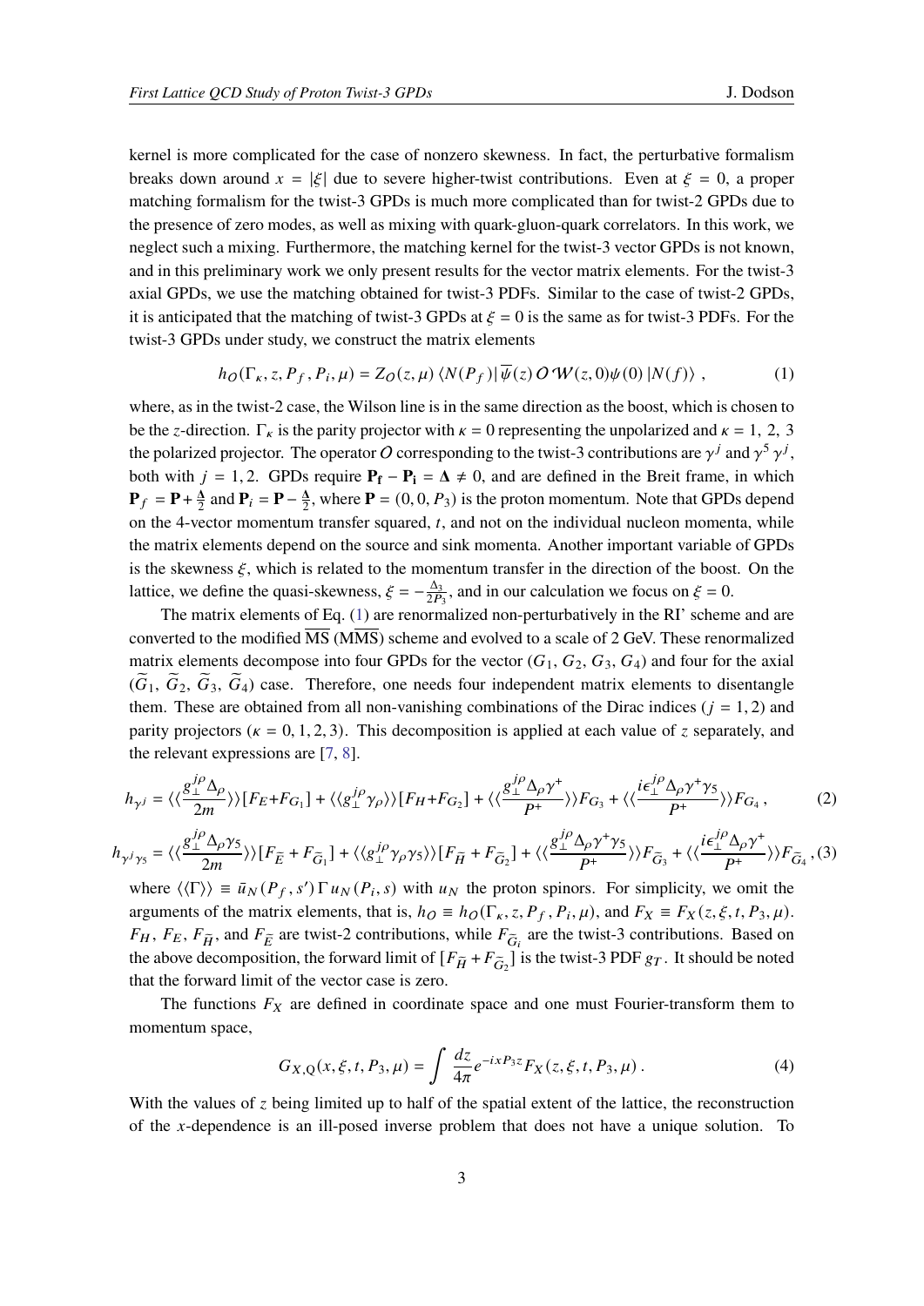kernel is more complicated for the case of nonzero skewness. In fact, the perturbative formalism breaks down around $x = |\xi|$ due to severe higher-twist contributions. Even at $\xi = 0$, a proper matching formalism for the twist-3 GPDs is much more complicated than for twist-2 GPDs due to the presence of zero modes, as well as mixing with quark-gluon-quark correlators. In this work, we neglect such a mixing. Furthermore, the matching kernel for the twist-3 vector GPDs is not known, and in this preliminary work we only present results for the vector matrix elements. For the twist-3 axial GPDs, we use the matching obtained for twist-3 PDFs. Similar to the case of twist-2 GPDs, it is anticipated that the matching of twist-3 GPDs at $\xi = 0$ is the same as for twist-3 PDFs. For the twist-3 GPDs under study, we construct the matrix elements

$$
h_O(\Gamma_\kappa, z, P_f, P_i, \mu) = Z_O(z,\mu)\,\langle N(P_f)|\,\overline{\psi}(z)\,O\,\mathcal{W}(z,0)\psi(0)\,|N(f)\rangle\;, \tag{1}
$$

where, as in the twist-2 case, the Wilson line is in the same direction as the boost, which is chosen to be the $z$-direction. $\Gamma_\kappa$ is the parity projector with $\kappa = 0$ representing the unpolarized and $\kappa = 1,\,2,\,3$ the polarized projector. The operator $O$ corresponding to the twist-3 contributions are $\gamma^j$ and $\gamma^5\,\gamma^j$, both with $j = 1, 2$. GPDs require $\mathbf{P_f} - \mathbf{P_i} = \boldsymbol{\Delta} \neq 0$, and are defined in the Breit frame, in which $\mathbf{P}_f = \mathbf{P} + \frac{\boldsymbol{\Delta}}{2}$ and $\mathbf{P}_i = \mathbf{P} - \frac{\boldsymbol{\Delta}}{2}$, where $\mathbf{P} = (0, 0, P_3)$ is the proton momentum. Note that GPDs depend on the 4-vector momentum transfer squared, $t$, and not on the individual nucleon momenta, while the matrix elements depend on the source and sink momenta. Another important variable of GPDs is the skewness $\xi$, which is related to the momentum transfer in the direction of the boost. On the lattice, we define the quasi-skewness, $\xi = -\frac{\Delta_3}{2P_3}$, and in our calculation we focus on $\xi = 0$.

The matrix elements of Eq. (1) are renormalized non-perturbatively in the RI' scheme and are converted to the modified $\overline{\text{MS}}$ ($\text{M}\overline{\text{MS}}$) scheme and evolved to a scale of 2 GeV. These renormalized matrix elements decompose into four GPDs for the vector ($G_1$, $G_2$, $G_3$, $G_4$) and four for the axial ($\widetilde{G}_1$, $\widetilde{G}_2$, $\widetilde{G}_3$, $\widetilde{G}_4$) case. Therefore, one needs four independent matrix elements to disentangle them. These are obtained from all non-vanishing combinations of the Dirac indices ($j = 1, 2$) and parity projectors ($\kappa = 0, 1, 2, 3$). This decomposition is applied at each value of $z$ separately, and the relevant expressions are [7, 8].

$$
h_{\gamma^j} = \langle\langle \frac{g_\perp^{j\rho}\Delta_\rho}{2m}\rangle\rangle[F_E{+}F_{G_1}] + \langle\langle g_\perp^{j\rho}\gamma_\rho\rangle\rangle[F_H{+}F_{G_2}] + \langle\langle \frac{g_\perp^{j\rho}\Delta_\rho\gamma^+}{P^+}\rangle\rangle F_{G_3} + \langle\langle \frac{i\epsilon_\perp^{j\rho}\Delta_\rho\gamma^+\gamma_5}{P^+}\rangle\rangle F_{G_4}\,, \tag{2}
$$

$$
h_{\gamma^j\gamma_5} = \langle\langle \frac{g_\perp^{j\rho}\Delta_\rho\gamma_5}{2m}\rangle\rangle[F_{\widetilde{E}} + F_{\widetilde{G}_1}] + \langle\langle g_\perp^{j\rho}\gamma_\rho\gamma_5\rangle\rangle[F_{\widetilde{H}} + F_{\widetilde{G}_2}] + \langle\langle \frac{g_\perp^{j\rho}\Delta_\rho\gamma^+\gamma_5}{P^+}\rangle\rangle F_{\widetilde{G}_3} + \langle\langle \frac{i\epsilon_\perp^{j\rho}\Delta_\rho\gamma^+}{P^+}\rangle\rangle F_{\widetilde{G}_4}\,, \tag{3}
$$

where $\langle\langle\Gamma\rangle\rangle \equiv \bar{u}_N(P_f, s')\,\Gamma\, u_N(P_i, s)$ with $u_N$ the proton spinors. For simplicity, we omit the arguments of the matrix elements, that is, $h_O \equiv h_O(\Gamma_\kappa, z, P_f, P_i, \mu)$, and $F_X \equiv F_X(z, \xi, t, P_3, \mu)$. $F_H$, $F_E$, $F_{\widetilde{H}}$, and $F_{\widetilde{E}}$ are twist-2 contributions, while $F_{\widetilde{G}_i}$ are the twist-3 contributions. Based on the above decomposition, the forward limit of $[F_{\widetilde{H}} + F_{\widetilde{G}_2}]$ is the twist-3 PDF $g_T$. It should be noted that the forward limit of the vector case is zero.

The functions $F_X$ are defined in coordinate space and one must Fourier-transform them to momentum space,

$$
G_{X,\text{Q}}(x, \xi, t, P_3, \mu) = \int \frac{dz}{4\pi} e^{-ixP_3 z} F_X(z, \xi, t, P_3, \mu)\,. \tag{4}
$$

With the values of $z$ being limited up to half of the spatial extent of the lattice, the reconstruction of the $x$-dependence is an ill-posed inverse problem that does not have a unique solution. To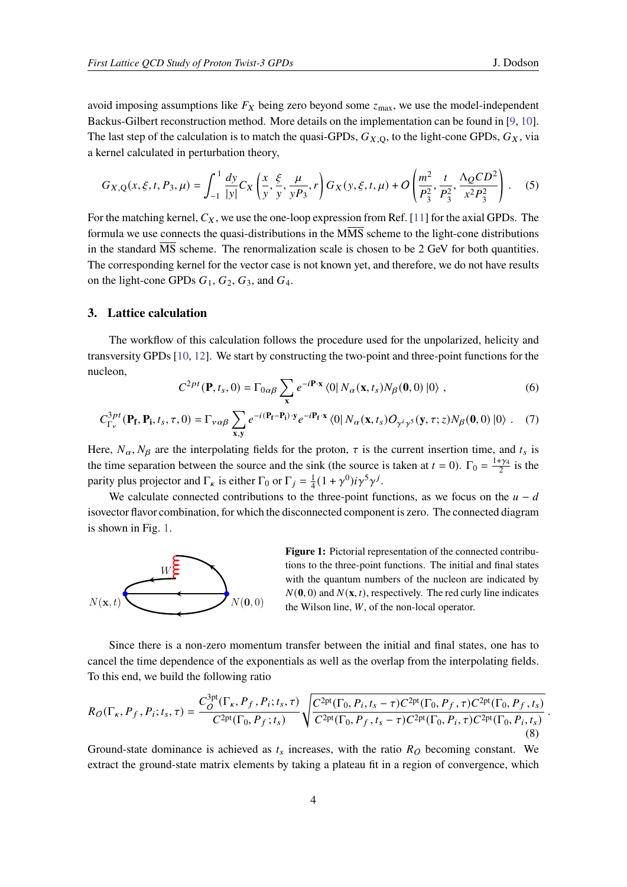avoid imposing assumptions like $F_X$ being zero beyond some $z_{\max}$, we use the model-independent Backus-Gilbert reconstruction method. More details on the implementation can be found in [9, 10]. The last step of the calculation is to match the quasi-GPDs, $G_{X,\mathrm{Q}}$, to the light-cone GPDs, $G_X$, via a kernel calculated in perturbation theory,

$$G_{X,\mathrm{Q}}(x,\xi,t,P_3,\mu) = \int_{-1}^{1} \frac{dy}{|y|} C_X\left(\frac{x}{y},\frac{\xi}{y},\frac{\mu}{yP_3},r\right) G_X(y,\xi,t,\mu) + O\left(\frac{m^2}{P_3^2},\frac{t}{P_3^2},\frac{\Lambda_Q CD^2}{x^2P_3^2}\right). \quad (5)$$

For the matching kernel, $C_X$, we use the one-loop expression from Ref. [11] for the axial GPDs. The formula we use connects the quasi-distributions in the M$\overline{\mathrm{MS}}$ scheme to the light-cone distributions in the standard $\overline{\mathrm{MS}}$ scheme. The renormalization scale is chosen to be 2 GeV for both quantities. The corresponding kernel for the vector case is not known yet, and therefore, we do not have results on the light-cone GPDs $G_1$, $G_2$, $G_3$, and $G_4$.

## 3. Lattice calculation

The workflow of this calculation follows the procedure used for the unpolarized, helicity and transversity GPDs [10, 12]. We start by constructing the two-point and three-point functions for the nucleon,

$$C^{2pt}(\mathbf{P},t_s,0) = \Gamma_{0\alpha\beta}\sum_{\mathbf{x}} e^{-i\mathbf{P}\cdot\mathbf{x}} \langle 0|\, N_\alpha(\mathbf{x},t_s) N_\beta(\mathbf{0},0)\,|0\rangle\,, \quad (6)$$

$$C^{3pt}_{\Gamma_\nu}(\mathbf{P_f},\mathbf{P_i},t_s,\tau,0) = \Gamma_{\nu\alpha\beta}\sum_{\mathbf{x},\mathbf{y}} e^{-i(\mathbf{P_f}-\mathbf{P_i})\cdot\mathbf{y}} e^{-i\mathbf{P_f}\cdot\mathbf{x}} \langle 0|\, N_\alpha(\mathbf{x},t_s) O_{\gamma^i\gamma^5}(\mathbf{y},\tau;z) N_\beta(\mathbf{0},0)\,|0\rangle\,. \quad (7)$$

Here, $N_\alpha$, $N_\beta$ are the interpolating fields for the proton, $\tau$ is the current insertion time, and $t_s$ is the time separation between the source and the sink (the source is taken at $t=0$). $\Gamma_0 = \frac{1+\gamma_4}{2}$ is the parity plus projector and $\Gamma_\kappa$ is either $\Gamma_0$ or $\Gamma_j = \frac{1}{4}(1+\gamma^0)i\gamma^5\gamma^j$.

We calculate connected contributions to the three-point functions, as we focus on the $u-d$ isovector flavor combination, for which the disconnected component is zero. The connected diagram is shown in Fig. 1.

$W$

$N(\mathbf{x},t)$

$N(\mathbf{0},0)$

**Figure 1:** Pictorial representation of the connected contributions to the three-point functions. The initial and final states with the quantum numbers of the nucleon are indicated by $N(\mathbf{0},0)$ and $N(\mathbf{x},t)$, respectively. The red curly line indicates the Wilson line, $W$, of the non-local operator.

Since there is a non-zero momentum transfer between the initial and final states, one has to cancel the time dependence of the exponentials as well as the overlap from the interpolating fields. To this end, we build the following ratio

$$R_O(\Gamma_\kappa,P_f,P_i;t_s,\tau) = \frac{C^{\mathrm{3pt}}_O(\Gamma_\kappa,P_f,P_i;t_s,\tau)}{C^{\mathrm{2pt}}(\Gamma_0,P_f;t_s)}\sqrt{\frac{C^{\mathrm{2pt}}(\Gamma_0,P_i,t_s-\tau)C^{\mathrm{2pt}}(\Gamma_0,P_f,\tau)C^{\mathrm{2pt}}(\Gamma_0,P_f,t_s)}{C^{\mathrm{2pt}}(\Gamma_0,P_f,t_s-\tau)C^{\mathrm{2pt}}(\Gamma_0,P_i,\tau)C^{\mathrm{2pt}}(\Gamma_0,P_i,t_s)}}\,. \quad (8)$$

Ground-state dominance is achieved as $t_s$ increases, with the ratio $R_O$ becoming constant. We extract the ground-state matrix elements by taking a plateau fit in a region of convergence, which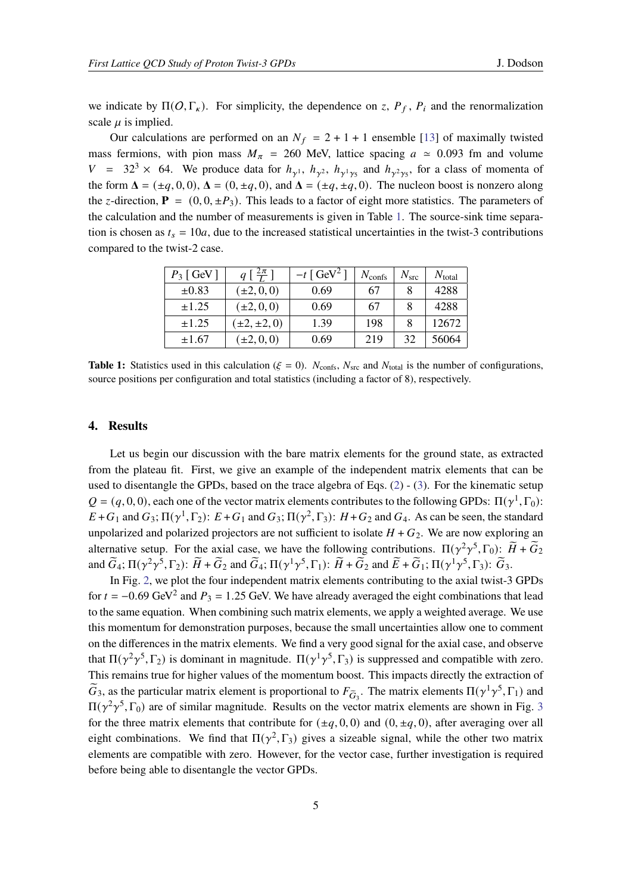we indicate by $\Pi(O, \Gamma_\kappa)$. For simplicity, the dependence on $z$, $P_f$, $P_i$ and the renormalization scale $\mu$ is implied.

Our calculations are performed on an $N_f = 2 + 1 + 1$ ensemble [13] of maximally twisted mass fermions, with pion mass $M_\pi = 260$ MeV, lattice spacing $a \simeq 0.093$ fm and volume $V = 32^3 \times 64$. We produce data for $h_{\gamma^1}$, $h_{\gamma^2}$, $h_{\gamma^1\gamma_5}$ and $h_{\gamma^2\gamma_5}$, for a class of momenta of the form $\mathbf{\Delta} = (\pm q, 0, 0)$, $\mathbf{\Delta} = (0, \pm q, 0)$, and $\mathbf{\Delta} = (\pm q, \pm q, 0)$. The nucleon boost is nonzero along the $z$-direction, $\mathbf{P} = (0, 0, \pm P_3)$. This leads to a factor of eight more statistics. The parameters of the calculation and the number of measurements is given in Table 1. The source-sink time separation is chosen as $t_s = 10a$, due to the increased statistical uncertainties in the twist-3 contributions compared to the twist-2 case.

| $P_3$ [ GeV ] | $q$ [ $\frac{2\pi}{L}$ ] | $-t$ [ GeV$^2$ ] | $N_{\text{confs}}$ | $N_{\text{src}}$ | $N_{\text{total}}$ |
|---|---|---|---|---|---|
| $\pm 0.83$ | $(\pm 2, 0, 0)$ | 0.69 | 67 | 8 | 4288 |
| $\pm 1.25$ | $(\pm 2, 0, 0)$ | 0.69 | 67 | 8 | 4288 |
| $\pm 1.25$ | $(\pm 2, \pm 2, 0)$ | 1.39 | 198 | 8 | 12672 |
| $\pm 1.67$ | $(\pm 2, 0, 0)$ | 0.69 | 219 | 32 | 56064 |

**Table 1:** Statistics used in this calculation ($\xi = 0$). $N_{\text{confs}}$, $N_{\text{src}}$ and $N_{\text{total}}$ is the number of configurations, source positions per configuration and total statistics (including a factor of 8), respectively.

## 4. Results

Let us begin our discussion with the bare matrix elements for the ground state, as extracted from the plateau fit. First, we give an example of the independent matrix elements that can be used to disentangle the GPDs, based on the trace algebra of Eqs. (2) - (3). For the kinematic setup $Q = (q, 0, 0)$, each one of the vector matrix elements contributes to the following GPDs: $\Pi(\gamma^1, \Gamma_0)$: $E + G_1$ and $G_3$; $\Pi(\gamma^1, \Gamma_2)$: $E + G_1$ and $G_3$; $\Pi(\gamma^2, \Gamma_3)$: $H + G_2$ and $G_4$. As can be seen, the standard unpolarized and polarized projectors are not sufficient to isolate $H + G_2$. We are now exploring an alternative setup. For the axial case, we have the following contributions. $\Pi(\gamma^2\gamma^5, \Gamma_0)$: $\widetilde{H} + \widetilde{G}_2$ and $\widetilde{G}_4$; $\Pi(\gamma^2\gamma^5, \Gamma_2)$: $\widetilde{H} + \widetilde{G}_2$ and $\widetilde{G}_4$; $\Pi(\gamma^1\gamma^5, \Gamma_1)$: $\widetilde{H} + \widetilde{G}_2$ and $\widetilde{E} + \widetilde{G}_1$; $\Pi(\gamma^1\gamma^5, \Gamma_3)$: $\widetilde{G}_3$.

In Fig. 2, we plot the four independent matrix elements contributing to the axial twist-3 GPDs for $t = -0.69$ GeV$^2$ and $P_3 = 1.25$ GeV. We have already averaged the eight combinations that lead to the same equation. When combining such matrix elements, we apply a weighted average. We use this momentum for demonstration purposes, because the small uncertainties allow one to comment on the differences in the matrix elements. We find a very good signal for the axial case, and observe that $\Pi(\gamma^2\gamma^5, \Gamma_2)$ is dominant in magnitude. $\Pi(\gamma^1\gamma^5, \Gamma_3)$ is suppressed and compatible with zero. This remains true for higher values of the momentum boost. This impacts directly the extraction of $\widetilde{G}_3$, as the particular matrix element is proportional to $F_{\widetilde{G}_3}$. The matrix elements $\Pi(\gamma^1\gamma^5, \Gamma_1)$ and $\Pi(\gamma^2\gamma^5, \Gamma_0)$ are of similar magnitude. Results on the vector matrix elements are shown in Fig. 3 for the three matrix elements that contribute for $(\pm q, 0, 0)$ and $(0, \pm q, 0)$, after averaging over all eight combinations. We find that $\Pi(\gamma^2, \Gamma_3)$ gives a sizeable signal, while the other two matrix elements are compatible with zero. However, for the vector case, further investigation is required before being able to disentangle the vector GPDs.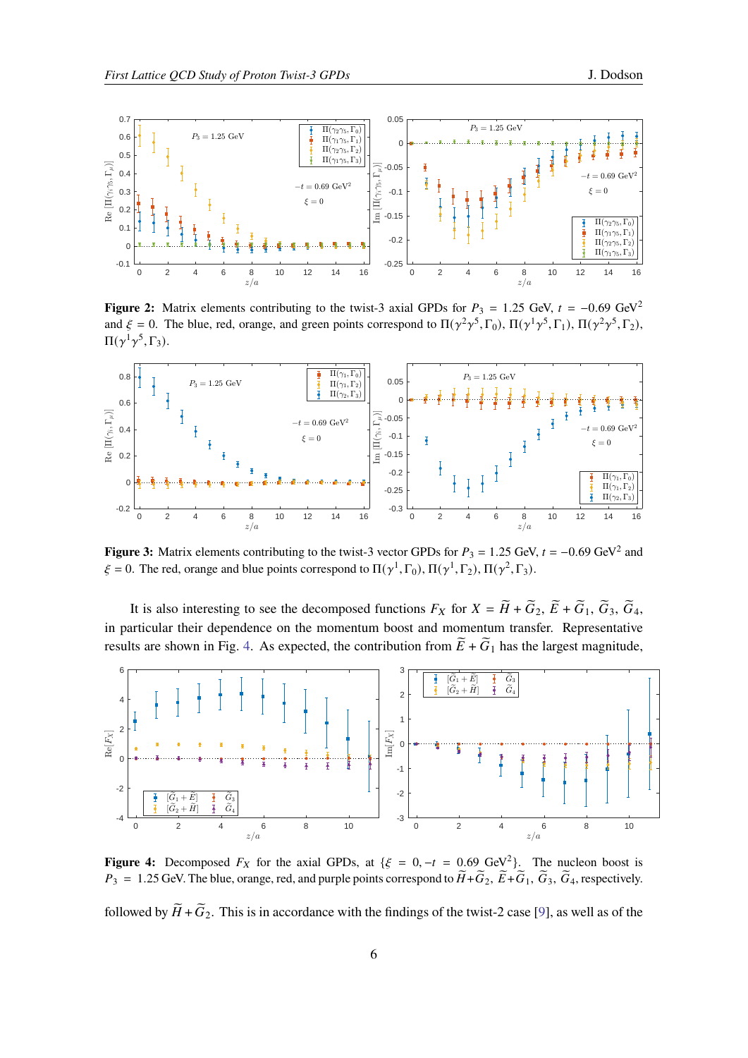Re $[\Pi(\gamma_i\gamma_5, \Gamma_\mu)]$

$P_3 = 1.25$ GeV

$-t = 0.69$ GeV$^2$

$\xi = 0$

$\Pi(\gamma_2\gamma_5, \Gamma_0)$
$\Pi(\gamma_1\gamma_5, \Gamma_1)$
$\Pi(\gamma_2\gamma_5, \Gamma_2)$
$\Pi(\gamma_1\gamma_5, \Gamma_3)$

$z/a$

Im $[\Pi(\gamma_i\gamma_5, \Gamma_\mu)]$

$P_3 = 1.25$ GeV

$-t = 0.69$ GeV$^2$

$\xi = 0$

$z/a$

**Figure 2:** Matrix elements contributing to the twist-3 axial GPDs for $P_3 = 1.25$ GeV, $t = -0.69$ GeV$^2$ and $\xi = 0$. The blue, red, orange, and green points correspond to $\Pi(\gamma^2\gamma^5, \Gamma_0)$, $\Pi(\gamma^1\gamma^5, \Gamma_1)$, $\Pi(\gamma^2\gamma^5, \Gamma_2)$, $\Pi(\gamma^1\gamma^5, \Gamma_3)$.

Re $[\Pi(\gamma_i, \Gamma_\mu)]$

$P_3 = 1.25$ GeV

$-t = 0.69$ GeV$^2$

$\xi = 0$

$\Pi(\gamma_1, \Gamma_0)$
$\Pi(\gamma_1, \Gamma_2)$
$\Pi(\gamma_2, \Gamma_3)$

$z/a$

Im $[\Pi(\gamma_i, \Gamma_\mu)]$

$P_3 = 1.25$ GeV

$-t = 0.69$ GeV$^2$

$\xi = 0$

$z/a$

**Figure 3:** Matrix elements contributing to the twist-3 vector GPDs for $P_3 = 1.25$ GeV, $t = -0.69$ GeV$^2$ and $\xi = 0$. The red, orange and blue points correspond to $\Pi(\gamma^1, \Gamma_0)$, $\Pi(\gamma^1, \Gamma_2)$, $\Pi(\gamma^2, \Gamma_3)$.

It is also interesting to see the decomposed functions $F_X$ for $X = \widetilde{H} + \widetilde{G}_2$, $\widetilde{E} + \widetilde{G}_1$, $\widetilde{G}_3$, $\widetilde{G}_4$, in particular their dependence on the momentum boost and momentum transfer. Representative results are shown in Fig. 4. As expected, the contribution from $\widetilde{E} + \widetilde{G}_1$ has the largest magnitude,

Re$[F_X]$

$[\widetilde{G}_1 + \widetilde{E}]$
$[\widetilde{G}_2 + \widetilde{H}]$
$\widetilde{G}_3$
$\widetilde{G}_4$

$z/a$

Im$[F_X]$

$z/a$

**Figure 4:** Decomposed $F_X$ for the axial GPDs, at $\{\xi = 0, -t = 0.69 \text{ GeV}^2\}$. The nucleon boost is $P_3 = 1.25$ GeV. The blue, orange, red, and purple points correspond to $\widetilde{H}+\widetilde{G}_2$, $\widetilde{E}+\widetilde{G}_1$, $\widetilde{G}_3$, $\widetilde{G}_4$, respectively.

followed by $\widetilde{H} + \widetilde{G}_2$. This is in accordance with the findings of the twist-2 case [9], as well as of the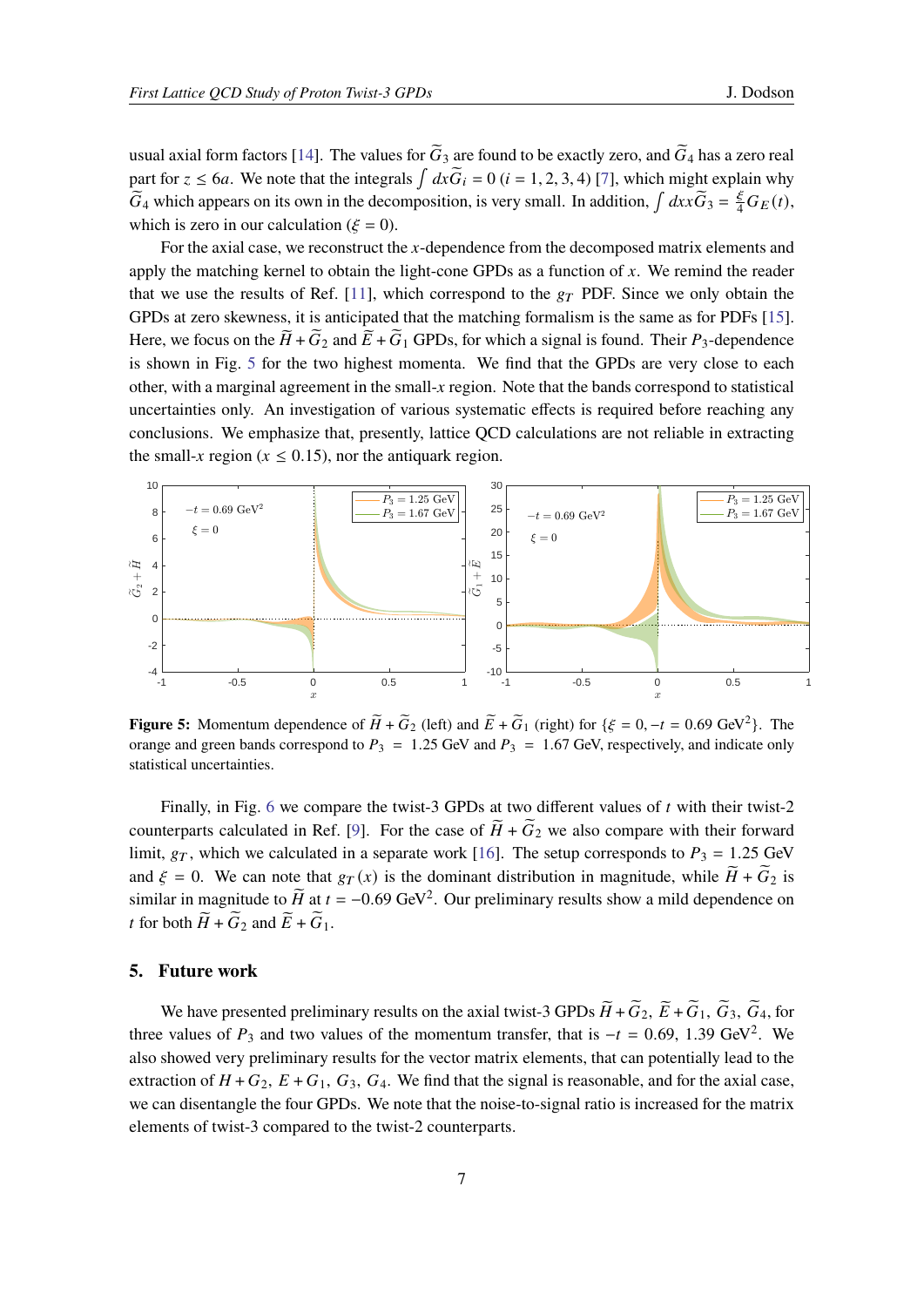usual axial form factors [14]. The values for $\widetilde{G}_3$ are found to be exactly zero, and $\widetilde{G}_4$ has a zero real part for $z \leq 6a$. We note that the integrals $\int dx \widetilde{G}_i = 0$ ($i = 1, 2, 3, 4$) [7], which might explain why $\widetilde{G}_4$ which appears on its own in the decomposition, is very small. In addition, $\int dx x \widetilde{G}_3 = \frac{\xi}{4} G_E(t)$, which is zero in our calculation ($\xi = 0$).

For the axial case, we reconstruct the $x$-dependence from the decomposed matrix elements and apply the matching kernel to obtain the light-cone GPDs as a function of $x$. We remind the reader that we use the results of Ref. [11], which correspond to the $g_T$ PDF. Since we only obtain the GPDs at zero skewness, it is anticipated that the matching formalism is the same as for PDFs [15]. Here, we focus on the $\widetilde{H} + \widetilde{G}_2$ and $\widetilde{E} + \widetilde{G}_1$ GPDs, for which a signal is found. Their $P_3$-dependence is shown in Fig. 5 for the two highest momenta. We find that the GPDs are very close to each other, with a marginal agreement in the small-$x$ region. Note that the bands correspond to statistical uncertainties only. An investigation of various systematic effects is required before reaching any conclusions. We emphasize that, presently, lattice QCD calculations are not reliable in extracting the small-$x$ region ($x \leq 0.15$), nor the antiquark region.

$-t = 0.69$ GeV$^2$
$\xi = 0$
$P_3 = 1.25$ GeV
$P_3 = 1.67$ GeV
$\widetilde{G}_2 + \widetilde{H}$
$\widetilde{G}_1 + \widetilde{E}$
$x$

**Figure 5:** Momentum dependence of $\widetilde{H} + \widetilde{G}_2$ (left) and $\widetilde{E} + \widetilde{G}_1$ (right) for $\{\xi = 0, -t = 0.69 \text{ GeV}^2\}$. The orange and green bands correspond to $P_3 = 1.25$ GeV and $P_3 = 1.67$ GeV, respectively, and indicate only statistical uncertainties.

Finally, in Fig. 6 we compare the twist-3 GPDs at two different values of $t$ with their twist-2 counterparts calculated in Ref. [9]. For the case of $\widetilde{H} + \widetilde{G}_2$ we also compare with their forward limit, $g_T$, which we calculated in a separate work [16]. The setup corresponds to $P_3 = 1.25$ GeV and $\xi = 0$. We can note that $g_T(x)$ is the dominant distribution in magnitude, while $\widetilde{H} + \widetilde{G}_2$ is similar in magnitude to $\widetilde{H}$ at $t = -0.69$ GeV$^2$. Our preliminary results show a mild dependence on $t$ for both $\widetilde{H} + \widetilde{G}_2$ and $\widetilde{E} + \widetilde{G}_1$.

## 5. Future work

We have presented preliminary results on the axial twist-3 GPDs $\widetilde{H} + \widetilde{G}_2$, $\widetilde{E} + \widetilde{G}_1$, $\widetilde{G}_3$, $\widetilde{G}_4$, for three values of $P_3$ and two values of the momentum transfer, that is $-t = 0.69$, $1.39$ GeV$^2$. We also showed very preliminary results for the vector matrix elements, that can potentially lead to the extraction of $H + G_2$, $E + G_1$, $G_3$, $G_4$. We find that the signal is reasonable, and for the axial case, we can disentangle the four GPDs. We note that the noise-to-signal ratio is increased for the matrix elements of twist-3 compared to the twist-2 counterparts.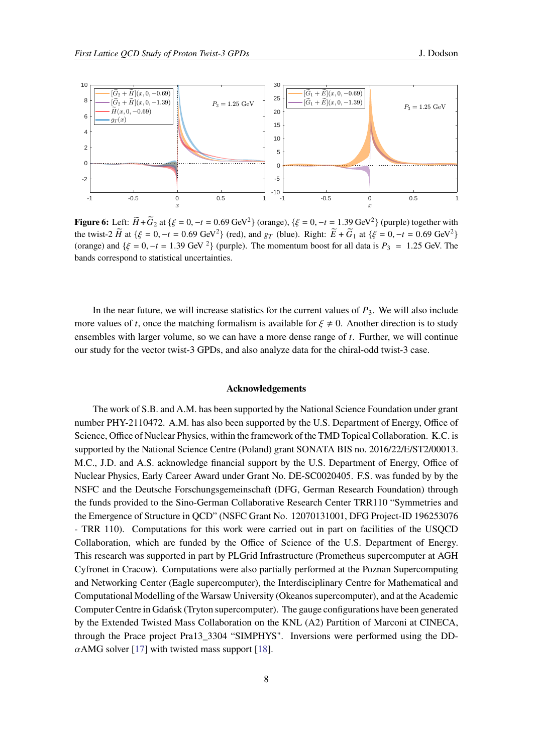10
8
6
4
2
0
-2
-1 -0.5 0 0.5 1
$x$

$[\widetilde{G}_2 + \widetilde{H}](x, 0, -0.69)$
$[\widetilde{G}_2 + \widetilde{H}](x, 0, -1.39)$
$\widetilde{H}(x, 0, -0.69)$
$g_T(x)$

$P_3 = 1.25$ GeV

30
25
20
15
10
5
0
-5
-10
-1 -0.5 0 0.5 1
$x$

$[\widetilde{G}_1 + \widetilde{E}](x, 0, -0.69)$
$[\widetilde{G}_1 + \widetilde{E}](x, 0, -1.39)$

$P_3 = 1.25$ GeV

**Figure 6:** Left: $\widetilde{H}+\widetilde{G}_2$ at $\{\xi = 0, -t = 0.69\text{ GeV}^2\}$ (orange), $\{\xi = 0, -t = 1.39\text{ GeV}^2\}$ (purple) together with the twist-2 $\widetilde{H}$ at $\{\xi = 0, -t = 0.69\text{ GeV}^2\}$ (red), and $g_T$ (blue). Right: $\widetilde{E} + \widetilde{G}_1$ at $\{\xi = 0, -t = 0.69\text{ GeV}^2\}$ (orange) and $\{\xi = 0, -t = 1.39\text{ GeV}^2\}$ (purple). The momentum boost for all data is $P_3 = 1.25$ GeV. The bands correspond to statistical uncertainties.

In the near future, we will increase statistics for the current values of $P_3$. We will also include more values of $t$, once the matching formalism is available for $\xi \neq 0$. Another direction is to study ensembles with larger volume, so we can have a more dense range of $t$. Further, we will continue our study for the vector twist-3 GPDs, and also analyze data for the chiral-odd twist-3 case.

## Acknowledgements

The work of S.B. and A.M. has been supported by the National Science Foundation under grant number PHY-2110472. A.M. has also been supported by the U.S. Department of Energy, Office of Science, Office of Nuclear Physics, within the framework of the TMD Topical Collaboration. K.C. is supported by the National Science Centre (Poland) grant SONATA BIS no. 2016/22/E/ST2/00013. M.C., J.D. and A.S. acknowledge financial support by the U.S. Department of Energy, Office of Nuclear Physics, Early Career Award under Grant No. DE-SC0020405. F.S. was funded by by the NSFC and the Deutsche Forschungsgemeinschaft (DFG, German Research Foundation) through the funds provided to the Sino-German Collaborative Research Center TRR110 "Symmetries and the Emergence of Structure in QCD" (NSFC Grant No. 12070131001, DFG Project-ID 196253076 - TRR 110). Computations for this work were carried out in part on facilities of the USQCD Collaboration, which are funded by the Office of Science of the U.S. Department of Energy. This research was supported in part by PLGrid Infrastructure (Prometheus supercomputer at AGH Cyfronet in Cracow). Computations were also partially performed at the Poznan Supercomputing and Networking Center (Eagle supercomputer), the Interdisciplinary Centre for Mathematical and Computational Modelling of the Warsaw University (Okeanos supercomputer), and at the Academic Computer Centre in Gdańsk (Tryton supercomputer). The gauge configurations have been generated by the Extended Twisted Mass Collaboration on the KNL (A2) Partition of Marconi at CINECA, through the Prace project Pra13_3304 "SIMPHYS". Inversions were performed using the DD-$\alpha$AMG solver [17] with twisted mass support [18].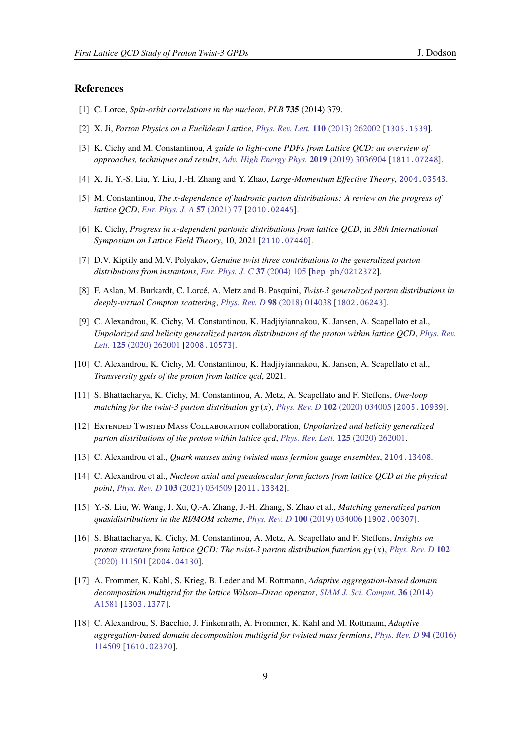## References

[1] C. Lorce, *Spin-orbit correlations in the nucleon*, *PLB* **735** (2014) 379.

[2] X. Ji, *Parton Physics on a Euclidean Lattice*, *Phys. Rev. Lett.* **110** (2013) 262002 [1305.1539].

[3] K. Cichy and M. Constantinou, *A guide to light-cone PDFs from Lattice QCD: an overview of approaches, techniques and results*, *Adv. High Energy Phys.* **2019** (2019) 3036904 [1811.07248].

[4] X. Ji, Y.-S. Liu, Y. Liu, J.-H. Zhang and Y. Zhao, *Large-Momentum Effective Theory*, 2004.03543.

[5] M. Constantinou, *The x-dependence of hadronic parton distributions: A review on the progress of lattice QCD*, *Eur. Phys. J. A* **57** (2021) 77 [2010.02445].

[6] K. Cichy, *Progress in x-dependent partonic distributions from lattice QCD*, in *38th International Symposium on Lattice Field Theory*, 10, 2021 [2110.07440].

[7] D.V. Kiptily and M.V. Polyakov, *Genuine twist three contributions to the generalized parton distributions from instantons*, *Eur. Phys. J. C* **37** (2004) 105 [hep-ph/0212372].

[8] F. Aslan, M. Burkardt, C. Lorcé, A. Metz and B. Pasquini, *Twist-3 generalized parton distributions in deeply-virtual Compton scattering*, *Phys. Rev. D* **98** (2018) 014038 [1802.06243].

[9] C. Alexandrou, K. Cichy, M. Constantinou, K. Hadjiyiannakou, K. Jansen, A. Scapellato et al., *Unpolarized and helicity generalized parton distributions of the proton within lattice QCD*, *Phys. Rev. Lett.* **125** (2020) 262001 [2008.10573].

[10] C. Alexandrou, K. Cichy, M. Constantinou, K. Hadjiyiannakou, K. Jansen, A. Scapellato et al., *Transversity gpds of the proton from lattice qcd*, 2021.

[11] S. Bhattacharya, K. Cichy, M. Constantinou, A. Metz, A. Scapellato and F. Steffens, *One-loop matching for the twist-3 parton distribution $g_T(x)$*, *Phys. Rev. D* **102** (2020) 034005 [2005.10939].

[12] Extended Twisted Mass Collaboration collaboration, *Unpolarized and helicity generalized parton distributions of the proton within lattice qcd*, *Phys. Rev. Lett.* **125** (2020) 262001.

[13] C. Alexandrou et al., *Quark masses using twisted mass fermion gauge ensembles*, 2104.13408.

[14] C. Alexandrou et al., *Nucleon axial and pseudoscalar form factors from lattice QCD at the physical point*, *Phys. Rev. D* **103** (2021) 034509 [2011.13342].

[15] Y.-S. Liu, W. Wang, J. Xu, Q.-A. Zhang, J.-H. Zhang, S. Zhao et al., *Matching generalized parton quasidistributions in the RI/MOM scheme*, *Phys. Rev. D* **100** (2019) 034006 [1902.00307].

[16] S. Bhattacharya, K. Cichy, M. Constantinou, A. Metz, A. Scapellato and F. Steffens, *Insights on proton structure from lattice QCD: The twist-3 parton distribution function $g_T(x)$*, *Phys. Rev. D* **102** (2020) 111501 [2004.04130].

[17] A. Frommer, K. Kahl, S. Krieg, B. Leder and M. Rottmann, *Adaptive aggregation-based domain decomposition multigrid for the lattice Wilson–Dirac operator*, *SIAM J. Sci. Comput.* **36** (2014) A1581 [1303.1377].

[18] C. Alexandrou, S. Bacchio, J. Finkenrath, A. Frommer, K. Kahl and M. Rottmann, *Adaptive aggregation-based domain decomposition multigrid for twisted mass fermions*, *Phys. Rev. D* **94** (2016) 114509 [1610.02370].